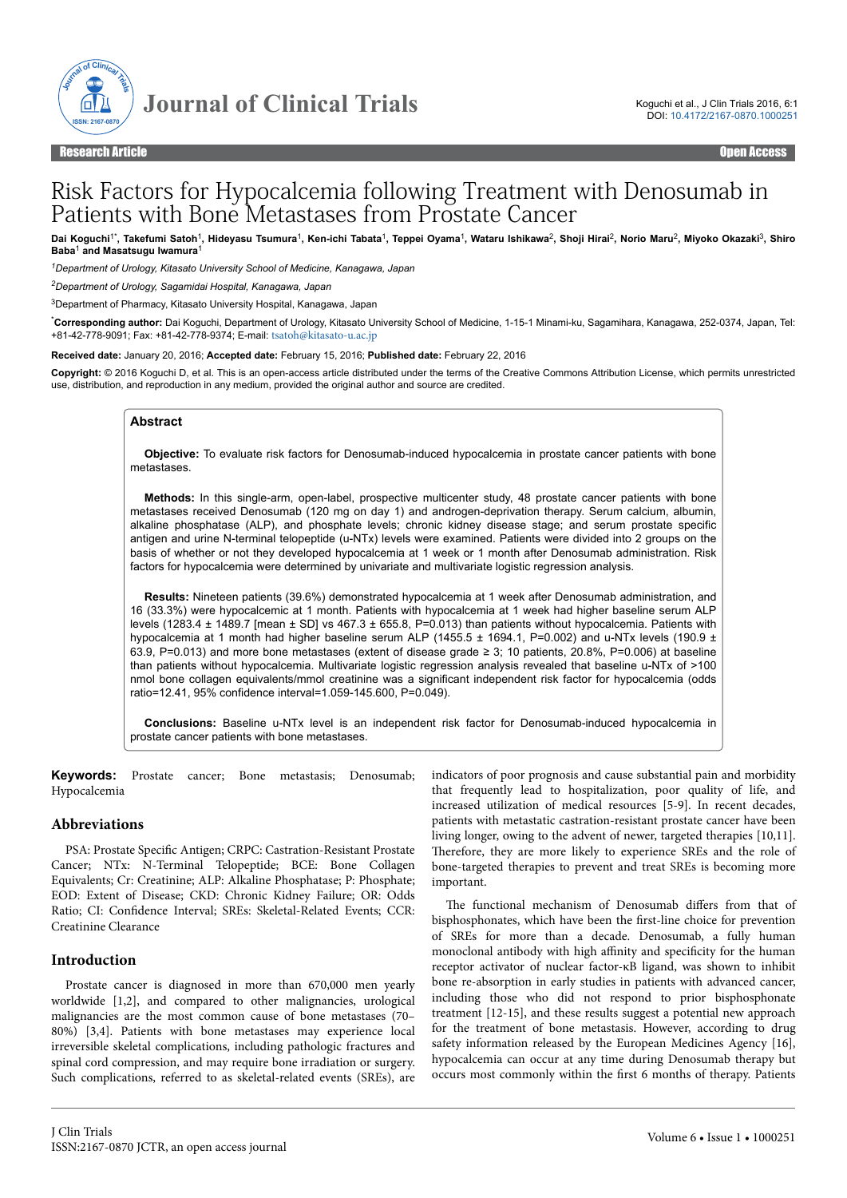Research Article | Open Access

# Risk Factors for Hypocalcemia following Treatment with Denosumab in Patients with Bone Metastases from Prostate Cancer

**Dai Koguchi[1*], Takefumi Satoh[1], Hideyasu Tsumura[1], Ken-ichi Tabata[1], Teppei Oyama[1], Wataru Ishikawa[2], Shoji Hirai[2], Norio Maru[2], Miyoko Okazaki[3], Shiro Baba[1] and Masatsugu Iwamura[1]**

[1]*Department of Urology, Kitasato University School of Medicine, Kanagawa, Japan*

[2]*Department of Urology, Sagamidai Hospital, Kanagawa, Japan*

[3]Department of Pharmacy, Kitasato University Hospital, Kanagawa, Japan

[*]**Corresponding author:** Dai Koguchi, Department of Urology, Kitasato University School of Medicine, 1-15-1 Minami-ku, Sagamihara, Kanagawa, 252-0374, Japan, Tel: +81-42-778-9091; Fax: +81-42-778-9374; E-mail: tsatoh@kitasato-u.ac.jp

**Received date:** January 20, 2016; **Accepted date:** February 15, 2016; **Published date:** February 22, 2016

**Copyright:** © 2016 Koguchi D, et al. This is an open-access article distributed under the terms of the Creative Commons Attribution License, which permits unrestricted use, distribution, and reproduction in any medium, provided the original author and source are credited.

## Abstract

**Objective:** To evaluate risk factors for Denosumab-induced hypocalcemia in prostate cancer patients with bone metastases.

**Methods:** In this single-arm, open-label, prospective multicenter study, 48 prostate cancer patients with bone metastases received Denosumab (120 mg on day 1) and androgen-deprivation therapy. Serum calcium, albumin, alkaline phosphatase (ALP), and phosphate levels; chronic kidney disease stage; and serum prostate specific antigen and urine N-terminal telopeptide (u-NTx) levels were examined. Patients were divided into 2 groups on the basis of whether or not they developed hypocalcemia at 1 week or 1 month after Denosumab administration. Risk factors for hypocalcemia were determined by univariate and multivariate logistic regression analysis.

**Results:** Nineteen patients (39.6%) demonstrated hypocalcemia at 1 week after Denosumab administration, and 16 (33.3%) were hypocalcemic at 1 month. Patients with hypocalcemia at 1 week had higher baseline serum ALP levels (1283.4 ± 1489.7 [mean ± SD] vs 467.3 ± 655.8, P=0.013) than patients without hypocalcemia. Patients with hypocalcemia at 1 month had higher baseline serum ALP (1455.5 ± 1694.1, P=0.002) and u-NTx levels (190.9 ± 63.9, P=0.013) and more bone metastases (extent of disease grade ≥ 3; 10 patients, 20.8%, P=0.006) at baseline than patients without hypocalcemia. Multivariate logistic regression analysis revealed that baseline u-NTx of >100 nmol bone collagen equivalents/mmol creatinine was a significant independent risk factor for hypocalcemia (odds ratio=12.41, 95% confidence interval=1.059-145.600, P=0.049).

**Conclusions:** Baseline u-NTx level is an independent risk factor for Denosumab-induced hypocalcemia in prostate cancer patients with bone metastases.

**Keywords:** Prostate cancer; Bone metastasis; Denosumab; Hypocalcemia

## Abbreviations

PSA: Prostate Specific Antigen; CRPC: Castration-Resistant Prostate Cancer; NTx: N-Terminal Telopeptide; BCE: Bone Collagen Equivalents; Cr: Creatinine; ALP: Alkaline Phosphatase; P: Phosphate; EOD: Extent of Disease; CKD: Chronic Kidney Failure; OR: Odds Ratio; CI: Confidence Interval; SREs: Skeletal-Related Events; CCR: Creatinine Clearance

## Introduction

Prostate cancer is diagnosed in more than 670,000 men yearly worldwide [1,2], and compared to other malignancies, urological malignancies are the most common cause of bone metastases (70–80%) [3,4]. Patients with bone metastases may experience local irreversible skeletal complications, including pathologic fractures and spinal cord compression, and may require bone irradiation or surgery. Such complications, referred to as skeletal-related events (SREs), are indicators of poor prognosis and cause substantial pain and morbidity that frequently lead to hospitalization, poor quality of life, and increased utilization of medical resources [5-9]. In recent decades, patients with metastatic castration-resistant prostate cancer have been living longer, owing to the advent of newer, targeted therapies [10,11]. Therefore, they are more likely to experience SREs and the role of bone-targeted therapies to prevent and treat SREs is becoming more important.

The functional mechanism of Denosumab differs from that of bisphosphonates, which have been the first-line choice for prevention of SREs for more than a decade. Denosumab, a fully human monoclonal antibody with high affinity and specificity for the human receptor activator of nuclear factor-κB ligand, was shown to inhibit bone re-absorption in early studies in patients with advanced cancer, including those who did not respond to prior bisphosphonate treatment [12-15], and these results suggest a potential new approach for the treatment of bone metastasis. However, according to drug safety information released by the European Medicines Agency [16], hypocalcemia can occur at any time during Denosumab therapy but occurs most commonly within the first 6 months of therapy. Patients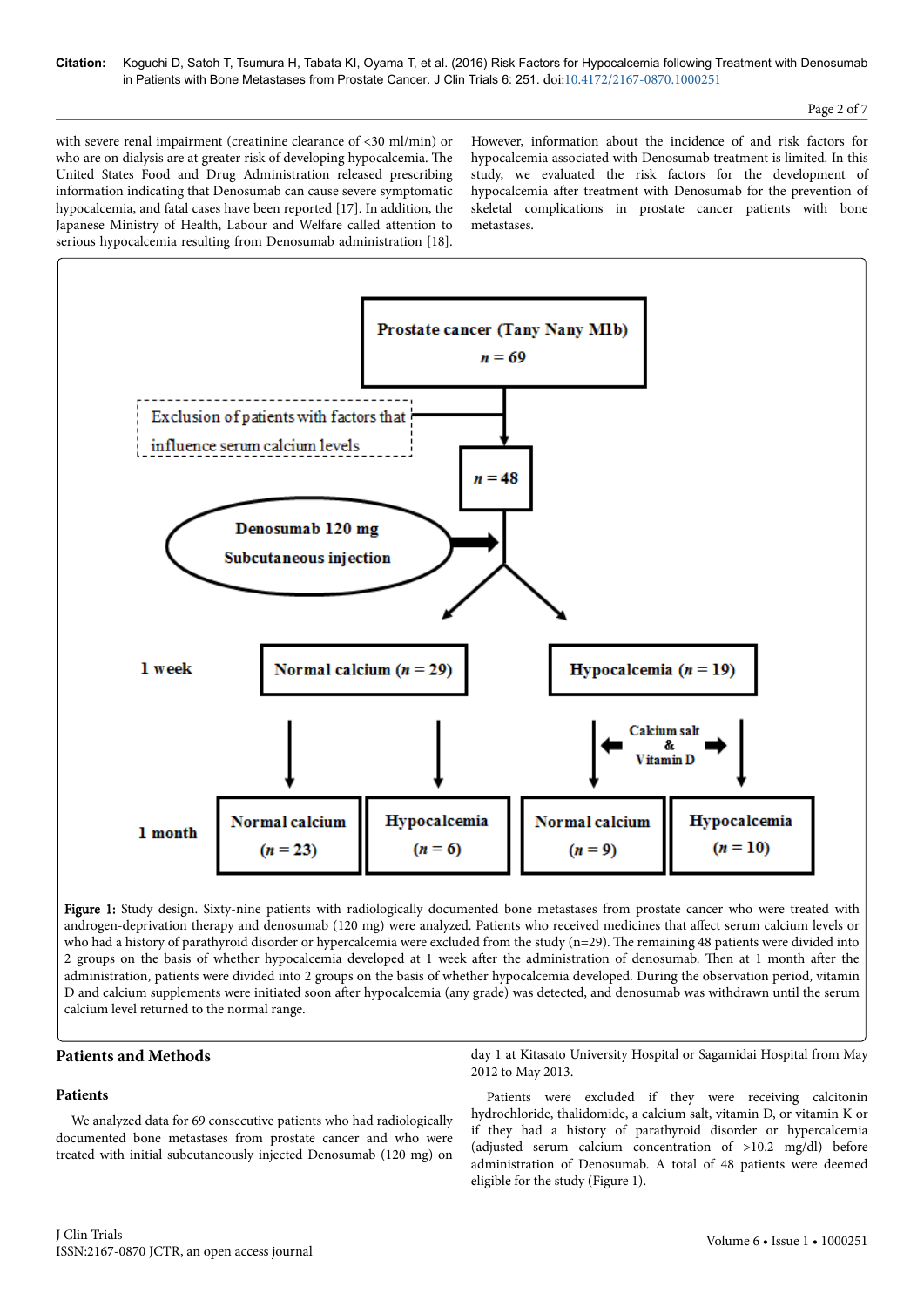with severe renal impairment (creatinine clearance of <30 ml/min) or who are on dialysis are at greater risk of developing hypocalcemia. The United States Food and Drug Administration released prescribing information indicating that Denosumab can cause severe symptomatic hypocalcemia, and fatal cases have been reported [17]. In addition, the Japanese Ministry of Health, Labour and Welfare called attention to serious hypocalcemia resulting from Denosumab administration [18].

However, information about the incidence of and risk factors for hypocalcemia associated with Denosumab treatment is limited. In this study, we evaluated the risk factors for the development of hypocalcemia after treatment with Denosumab for the prevention of skeletal complications in prostate cancer patients with bone metastases.

Prostate cancer (Tany Nany M1b) n = 69

Exclusion of patients with factors that influence serum calcium levels

n = 48

Denosumab 120 mg Subcutaneous injection

1 week: Normal calcium (n = 29); Hypocalcemia (n = 19)

Calcium salt & Vitamin D

1 month: Normal calcium (n = 23); Hypocalcemia (n = 6); Normal calcium (n = 9); Hypocalcemia (n = 10)

**Figure 1:** Study design. Sixty-nine patients with radiologically documented bone metastases from prostate cancer who were treated with androgen-deprivation therapy and denosumab (120 mg) were analyzed. Patients who received medicines that affect serum calcium levels or who had a history of parathyroid disorder or hypercalcemia were excluded from the study (n=29). The remaining 48 patients were divided into 2 groups on the basis of whether hypocalcemia developed at 1 week after the administration of denosumab. Then at 1 month after the administration, patients were divided into 2 groups on the basis of whether hypocalcemia developed. During the observation period, vitamin D and calcium supplements were initiated soon after hypocalcemia (any grade) was detected, and denosumab was withdrawn until the serum calcium level returned to the normal range.

## Patients and Methods

### Patients

We analyzed data for 69 consecutive patients who had radiologically documented bone metastases from prostate cancer and who were treated with initial subcutaneously injected Denosumab (120 mg) on day 1 at Kitasato University Hospital or Sagamidai Hospital from May 2012 to May 2013.

Patients were excluded if they were receiving calcitonin hydrochloride, thalidomide, a calcium salt, vitamin D, or vitamin K or if they had a history of parathyroid disorder or hypercalcemia (adjusted serum calcium concentration of >10.2 mg/dl) before administration of Denosumab. A total of 48 patients were deemed eligible for the study (Figure 1).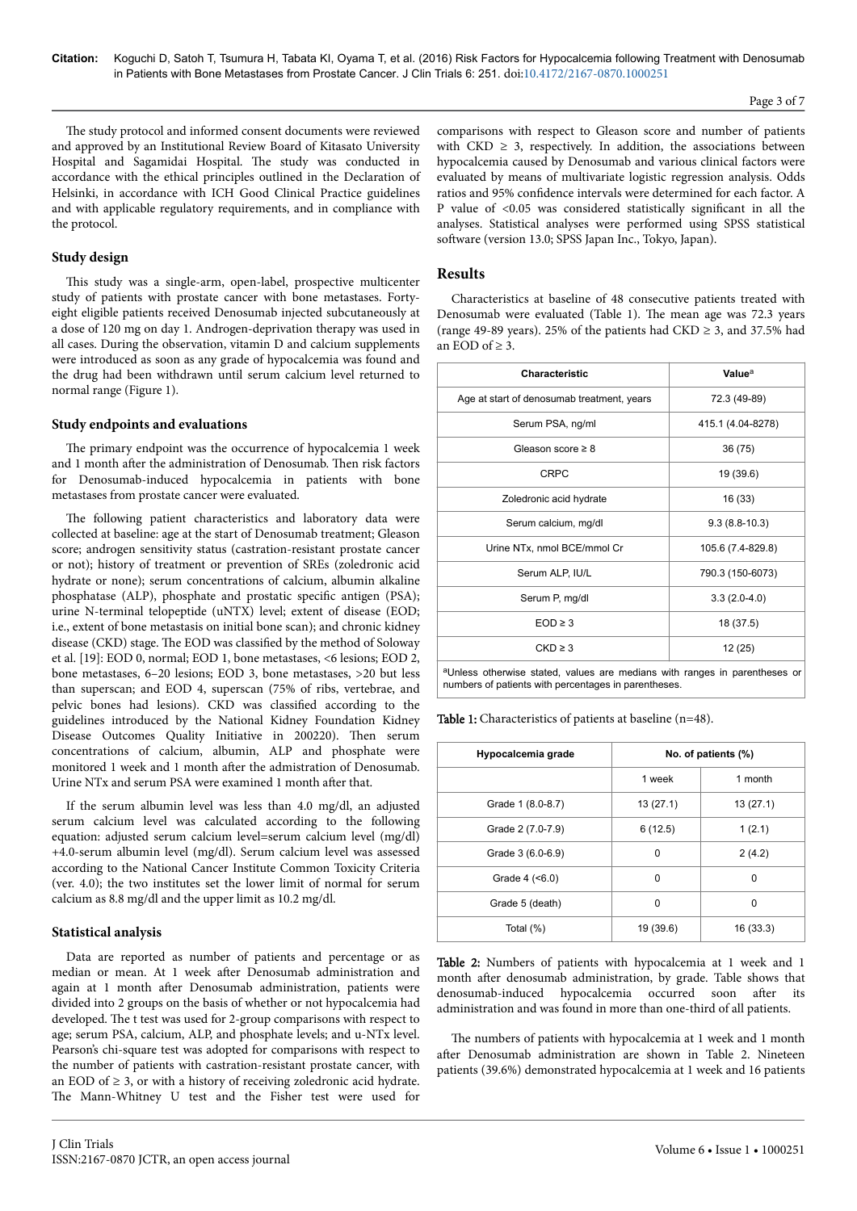The study protocol and informed consent documents were reviewed and approved by an Institutional Review Board of Kitasato University Hospital and Sagamidai Hospital. The study was conducted in accordance with the ethical principles outlined in the Declaration of Helsinki, in accordance with ICH Good Clinical Practice guidelines and with applicable regulatory requirements, and in compliance with the protocol.

### Study design

This study was a single-arm, open-label, prospective multicenter study of patients with prostate cancer with bone metastases. Forty-eight eligible patients received Denosumab injected subcutaneously at a dose of 120 mg on day 1. Androgen-deprivation therapy was used in all cases. During the observation, vitamin D and calcium supplements were introduced as soon as any grade of hypocalcemia was found and the drug had been withdrawn until serum calcium level returned to normal range (Figure 1).

### Study endpoints and evaluations

The primary endpoint was the occurrence of hypocalcemia 1 week and 1 month after the administration of Denosumab. Then risk factors for Denosumab-induced hypocalcemia in patients with bone metastases from prostate cancer were evaluated.

The following patient characteristics and laboratory data were collected at baseline: age at the start of Denosumab treatment; Gleason score; androgen sensitivity status (castration-resistant prostate cancer or not); history of treatment or prevention of SREs (zoledronic acid hydrate or none); serum concentrations of calcium, albumin alkaline phosphatase (ALP), phosphate and prostatic specific antigen (PSA); urine N-terminal telopeptide (uNTX) level; extent of disease (EOD; i.e., extent of bone metastasis on initial bone scan); and chronic kidney disease (CKD) stage. The EOD was classified by the method of Soloway et al. [19]: EOD 0, normal; EOD 1, bone metastases, <6 lesions; EOD 2, bone metastases, 6–20 lesions; EOD 3, bone metastases, >20 but less than superscan; and EOD 4, superscan (75% of ribs, vertebrae, and pelvic bones had lesions). CKD was classified according to the guidelines introduced by the National Kidney Foundation Kidney Disease Outcomes Quality Initiative in 200220). Then serum concentrations of calcium, albumin, ALP and phosphate were monitored 1 week and 1 month after the admistration of Denosumab. Urine NTx and serum PSA were examined 1 month after that.

If the serum albumin level was less than 4.0 mg/dl, an adjusted serum calcium level was calculated according to the following equation: adjusted serum calcium level=serum calcium level (mg/dl) +4.0-serum albumin level (mg/dl). Serum calcium level was assessed according to the National Cancer Institute Common Toxicity Criteria (ver. 4.0); the two institutes set the lower limit of normal for serum calcium as 8.8 mg/dl and the upper limit as 10.2 mg/dl.

### Statistical analysis

Data are reported as number of patients and percentage or as median or mean. At 1 week after Denosumab administration and again at 1 month after Denosumab administration, patients were divided into 2 groups on the basis of whether or not hypocalcemia had developed. The t test was used for 2-group comparisons with respect to age; serum PSA, calcium, ALP, and phosphate levels; and u-NTx level. Pearson's chi-square test was adopted for comparisons with respect to the number of patients with castration-resistant prostate cancer, with an EOD of ≥ 3, or with a history of receiving zoledronic acid hydrate. The Mann-Whitney U test and the Fisher test were used for comparisons with respect to Gleason score and number of patients with CKD ≥ 3, respectively. In addition, the associations between hypocalcemia caused by Denosumab and various clinical factors were evaluated by means of multivariate logistic regression analysis. Odds ratios and 95% confidence intervals were determined for each factor. A P value of <0.05 was considered statistically significant in all the analyses. Statistical analyses were performed using SPSS statistical software (version 13.0; SPSS Japan Inc., Tokyo, Japan).

## Results

Characteristics at baseline of 48 consecutive patients treated with Denosumab were evaluated (Table 1). The mean age was 72.3 years (range 49-89 years). 25% of the patients had CKD ≥ 3, and 37.5% had an EOD of ≥ 3.

| Characteristic | Value[a] |
|---|---|
| Age at start of denosumab treatment, years | 72.3 (49-89) |
| Serum PSA, ng/ml | 415.1 (4.04-8278) |
| Gleason score ≥ 8 | 36 (75) |
| CRPC | 19 (39.6) |
| Zoledronic acid hydrate | 16 (33) |
| Serum calcium, mg/dl | 9.3 (8.8-10.3) |
| Urine NTx, nmol BCE/mmol Cr | 105.6 (7.4-829.8) |
| Serum ALP, IU/L | 790.3 (150-6073) |
| Serum P, mg/dl | 3.3 (2.0-4.0) |
| EOD ≥ 3 | 18 (37.5) |
| CKD ≥ 3 | 12 (25) |

[a]Unless otherwise stated, values are medians with ranges in parentheses or numbers of patients with percentages in parentheses.

**Table 1:** Characteristics of patients at baseline (n=48).

| Hypocalcemia grade | No. of patients (%) | |
|---|---|---|
| | 1 week | 1 month |
| Grade 1 (8.0-8.7) | 13 (27.1) | 13 (27.1) |
| Grade 2 (7.0-7.9) | 6 (12.5) | 1 (2.1) |
| Grade 3 (6.0-6.9) | 0 | 2 (4.2) |
| Grade 4 (<6.0) | 0 | 0 |
| Grade 5 (death) | 0 | 0 |
| Total (%) | 19 (39.6) | 16 (33.3) |

**Table 2:** Numbers of patients with hypocalcemia at 1 week and 1 month after denosumab administration, by grade. Table shows that denosumab-induced hypocalcemia occurred soon after its administration and was found in more than one-third of all patients.

The numbers of patients with hypocalcemia at 1 week and 1 month after Denosumab administration are shown in Table 2. Nineteen patients (39.6%) demonstrated hypocalcemia at 1 week and 16 patients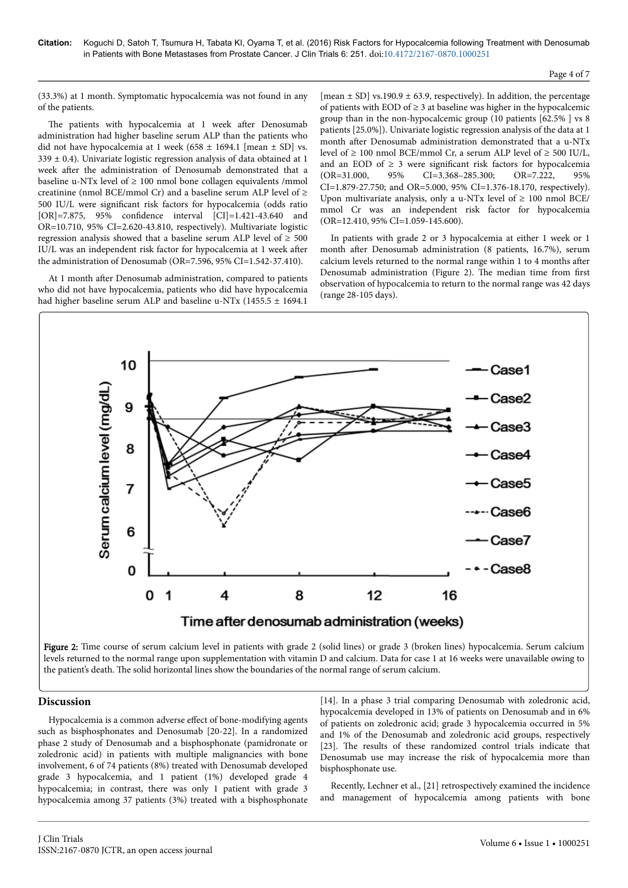(33.3%) at 1 month. Symptomatic hypocalcemia was not found in any of the patients.

The patients with hypocalcemia at 1 week after Denosumab administration had higher baseline serum ALP than the patients who did not have hypocalcemia at 1 week (658 ± 1694.1 [mean ± SD] vs. 339 ± 0.4). Univariate logistic regression analysis of data obtained at 1 week after the administration of Denosumab demonstrated that a baseline u-NTx level of ≥ 100 nmol bone collagen equivalents /mmol creatinine (nmol BCE/mmol Cr) and a baseline serum ALP level of ≥ 500 IU/L were significant risk factors for hypocalcemia (odds ratio [OR]=7.875, 95% confidence interval [CI]=1.421-43.640 and OR=10.710, 95% CI=2.620-43.810, respectively). Multivariate logistic regression analysis showed that a baseline serum ALP level of ≥ 500 IU/L was an independent risk factor for hypocalcemia at 1 week after the administration of Denosumab (OR=7.596, 95% CI=1.542-37.410).

At 1 month after Denosumab administration, compared to patients who did not have hypocalcemia, patients who did have hypocalcemia had higher baseline serum ALP and baseline u-NTx (1455.5 ± 1694.1 [mean ± SD] vs.190.9 ± 63.9, respectively). In addition, the percentage of patients with EOD of ≥ 3 at baseline was higher in the hypocalcemic group than in the non-hypocalcemic group (10 patients [62.5% ] vs 8 patients [25.0%]). Univariate logistic regression analysis of the data at 1 month after Denosumab administration demonstrated that a u-NTx level of ≥ 100 nmol BCE/mmol Cr, a serum ALP level of ≥ 500 IU/L, and an EOD of ≥ 3 were significant risk factors for hypocalcemia (OR=31.000, 95% CI=3.368–285.300; OR=7.222, 95% CI=1.879-27.750; and OR=5.000, 95% CI=1.376-18.170, respectively). Upon multivariate analysis, only a u-NTx level of ≥ 100 nmol BCE/mmol Cr was an independent risk factor for hypocalcemia (OR=12.410, 95% CI=1.059-145.600).

In patients with grade 2 or 3 hypocalcemia at either 1 week or 1 month after Denosumab administration (8 patients, 16.7%), serum calcium levels returned to the normal range within 1 to 4 months after Denosumab administration (Figure 2). The median time from first observation of hypocalcemia to return to the normal range was 42 days (range 28-105 days).

**Figure 2:** Time course of serum calcium level in patients with grade 2 (solid lines) or grade 3 (broken lines) hypocalcemia. Serum calcium levels returned to the normal range upon supplementation with vitamin D and calcium. Data for case 1 at 16 weeks were unavailable owing to the patient's death. The solid horizontal lines show the boundaries of the normal range of serum calcium.

## Discussion

Hypocalcemia is a common adverse effect of bone-modifying agents such as bisphosphonates and Denosumab [20-22]. In a randomized phase 2 study of Denosumab and a bisphosphonate (pamidronate or zoledronic acid) in patients with multiple malignancies with bone involvement, 6 of 74 patients (8%) treated with Denosumab developed grade 3 hypocalcemia, and 1 patient (1%) developed grade 4 hypocalcemia; in contrast, there was only 1 patient with grade 3 hypocalcemia among 37 patients (3%) treated with a bisphosphonate [14]. In a phase 3 trial comparing Denosumab with zoledronic acid, hypocalcemia developed in 13% of patients on Denosumab and in 6% of patients on zoledronic acid; grade 3 hypocalcemia occurred in 5% and 1% of the Denosumab and zoledronic acid groups, respectively [23]. The results of these randomized control trials indicate that Denosumab use may increase the risk of hypocalcemia more than bisphosphonate use.

Recently, Lechner et al., [21] retrospectively examined the incidence and management of hypocalcemia among patients with bone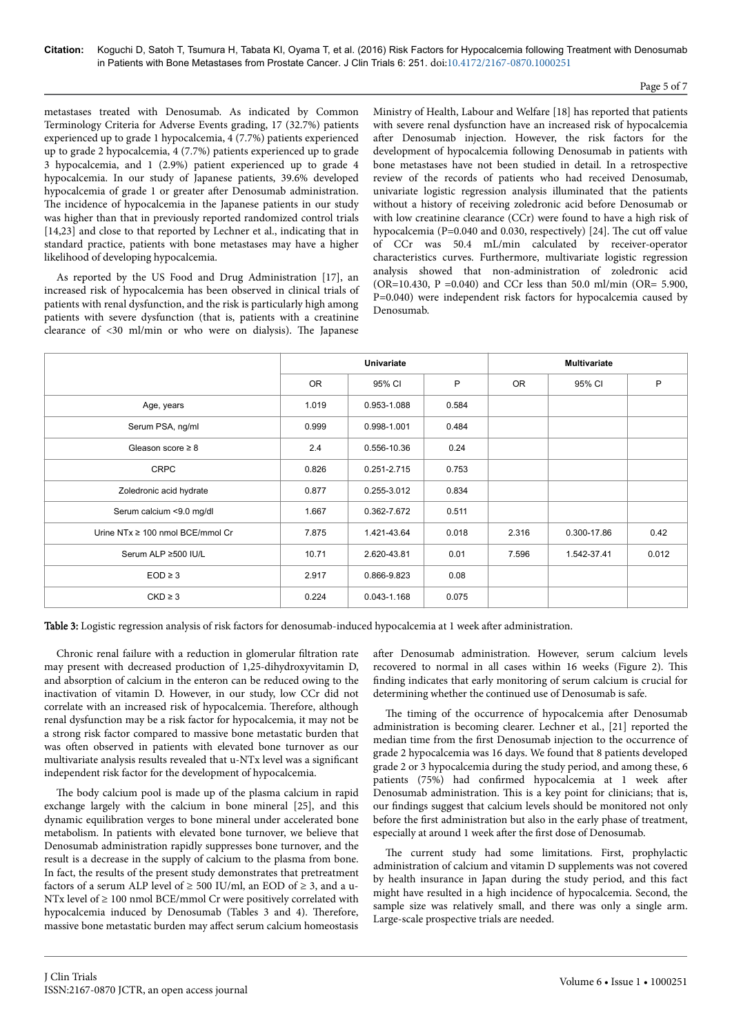metastases treated with Denosumab. As indicated by Common Terminology Criteria for Adverse Events grading, 17 (32.7%) patients experienced up to grade 1 hypocalcemia, 4 (7.7%) patients experienced up to grade 2 hypocalcemia, 4 (7.7%) patients experienced up to grade 3 hypocalcemia, and 1 (2.9%) patient experienced up to grade 4 hypocalcemia. In our study of Japanese patients, 39.6% developed hypocalcemia of grade 1 or greater after Denosumab administration. The incidence of hypocalcemia in the Japanese patients in our study was higher than that in previously reported randomized control trials [14,23] and close to that reported by Lechner et al., indicating that in standard practice, patients with bone metastases may have a higher likelihood of developing hypocalcemia.

As reported by the US Food and Drug Administration [17], an increased risk of hypocalcemia has been observed in clinical trials of patients with renal dysfunction, and the risk is particularly high among patients with severe dysfunction (that is, patients with a creatinine clearance of <30 ml/min or who were on dialysis). The Japanese Ministry of Health, Labour and Welfare [18] has reported that patients with severe renal dysfunction have an increased risk of hypocalcemia after Denosumab injection. However, the risk factors for the development of hypocalcemia following Denosumab in patients with bone metastases have not been studied in detail. In a retrospective review of the records of patients who had received Denosumab, univariate logistic regression analysis illuminated that the patients without a history of receiving zoledronic acid before Denosumab or with low creatinine clearance (CCr) were found to have a high risk of hypocalcemia (P=0.040 and 0.030, respectively) [24]. The cut off value of CCr was 50.4 mL/min calculated by receiver-operator characteristics curves. Furthermore, multivariate logistic regression analysis showed that non-administration of zoledronic acid (OR=10.430, P =0.040) and CCr less than 50.0 ml/min (OR= 5.900, P=0.040) were independent risk factors for hypocalcemia caused by Denosumab.

| | Univariate | | | Multivariate | | |
|---|---|---|---|---|---|---|
| | OR | 95% CI | P | OR | 95% CI | P |
| Age, years | 1.019 | 0.953-1.088 | 0.584 | | | |
| Serum PSA, ng/ml | 0.999 | 0.998-1.001 | 0.484 | | | |
| Gleason score ≥ 8 | 2.4 | 0.556-10.36 | 0.24 | | | |
| CRPC | 0.826 | 0.251-2.715 | 0.753 | | | |
| Zoledronic acid hydrate | 0.877 | 0.255-3.012 | 0.834 | | | |
| Serum calcium <9.0 mg/dl | 1.667 | 0.362-7.672 | 0.511 | | | |
| Urine NTx ≥ 100 nmol BCE/mmol Cr | 7.875 | 1.421-43.64 | 0.018 | 2.316 | 0.300-17.86 | 0.42 |
| Serum ALP ≥500 IU/L | 10.71 | 2.620-43.81 | 0.01 | 7.596 | 1.542-37.41 | 0.012 |
| EOD ≥ 3 | 2.917 | 0.866-9.823 | 0.08 | | | |
| CKD ≥ 3 | 0.224 | 0.043-1.168 | 0.075 | | | |

**Table 3:** Logistic regression analysis of risk factors for denosumab-induced hypocalcemia at 1 week after administration.

Chronic renal failure with a reduction in glomerular filtration rate may present with decreased production of 1,25-dihydroxyvitamin D, and absorption of calcium in the enteron can be reduced owing to the inactivation of vitamin D. However, in our study, low CCr did not correlate with an increased risk of hypocalcemia. Therefore, although renal dysfunction may be a risk factor for hypocalcemia, it may not be a strong risk factor compared to massive bone metastatic burden that was often observed in patients with elevated bone turnover as our multivariate analysis results revealed that u-NTx level was a significant independent risk factor for the development of hypocalcemia.

The body calcium pool is made up of the plasma calcium in rapid exchange largely with the calcium in bone mineral [25], and this dynamic equilibration verges to bone mineral under accelerated bone metabolism. In patients with elevated bone turnover, we believe that Denosumab administration rapidly suppresses bone turnover, and the result is a decrease in the supply of calcium to the plasma from bone. In fact, the results of the present study demonstrates that pretreatment factors of a serum ALP level of ≥ 500 IU/ml, an EOD of ≥ 3, and a u-NTx level of ≥ 100 nmol BCE/mmol Cr were positively correlated with hypocalcemia induced by Denosumab (Tables 3 and 4). Therefore, massive bone metastatic burden may affect serum calcium homeostasis after Denosumab administration. However, serum calcium levels recovered to normal in all cases within 16 weeks (Figure 2). This finding indicates that early monitoring of serum calcium is crucial for determining whether the continued use of Denosumab is safe.

The timing of the occurrence of hypocalcemia after Denosumab administration is becoming clearer. Lechner et al., [21] reported the median time from the first Denosumab injection to the occurrence of grade 2 hypocalcemia was 16 days. We found that 8 patients developed grade 2 or 3 hypocalcemia during the study period, and among these, 6 patients (75%) had confirmed hypocalcemia at 1 week after Denosumab administration. This is a key point for clinicians; that is, our findings suggest that calcium levels should be monitored not only before the first administration but also in the early phase of treatment, especially at around 1 week after the first dose of Denosumab.

The current study had some limitations. First, prophylactic administration of calcium and vitamin D supplements was not covered by health insurance in Japan during the study period, and this fact might have resulted in a high incidence of hypocalcemia. Second, the sample size was relatively small, and there was only a single arm. Large-scale prospective trials are needed.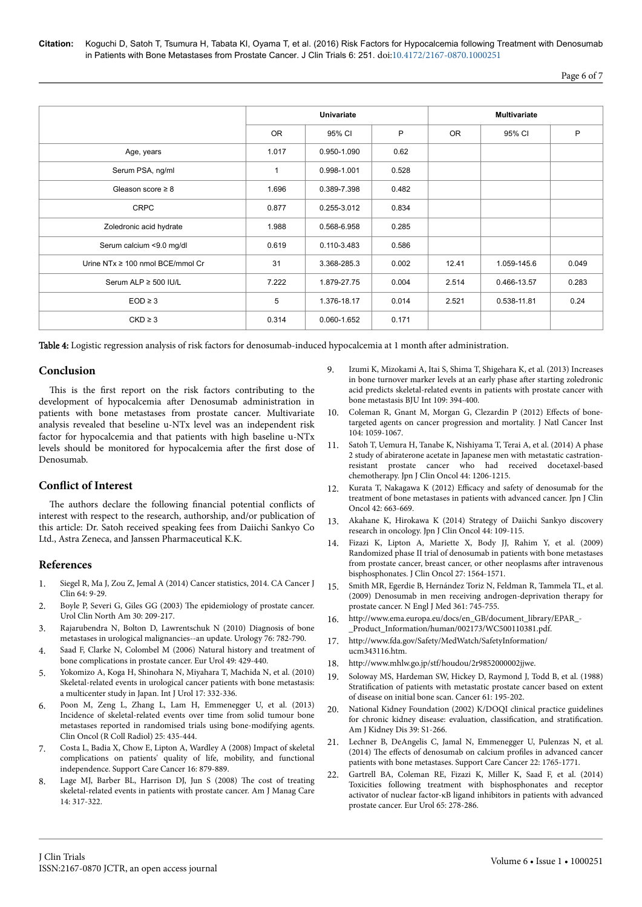| | Univariate | | | Multivariate | | |
|---|---|---|---|---|---|---|
| | OR | 95% CI | P | OR | 95% CI | P |
| Age, years | 1.017 | 0.950-1.090 | 0.62 | | | |
| Serum PSA, ng/ml | 1 | 0.998-1.001 | 0.528 | | | |
| Gleason score ≥ 8 | 1.696 | 0.389-7.398 | 0.482 | | | |
| CRPC | 0.877 | 0.255-3.012 | 0.834 | | | |
| Zoledronic acid hydrate | 1.988 | 0.568-6.958 | 0.285 | | | |
| Serum calcium <9.0 mg/dl | 0.619 | 0.110-3.483 | 0.586 | | | |
| Urine NTx ≥ 100 nmol BCE/mmol Cr | 31 | 3.368-285.3 | 0.002 | 12.41 | 1.059-145.6 | 0.049 |
| Serum ALP ≥ 500 IU/L | 7.222 | 1.879-27.75 | 0.004 | 2.514 | 0.466-13.57 | 0.283 |
| EOD ≥ 3 | 5 | 1.376-18.17 | 0.014 | 2.521 | 0.538-11.81 | 0.24 |
| CKD ≥ 3 | 0.314 | 0.060-1.652 | 0.171 | | | |

**Table 4:** Logistic regression analysis of risk factors for denosumab-induced hypocalcemia at 1 month after administration.

## Conclusion

This is the first report on the risk factors contributing to the development of hypocalcemia after Denosumab administration in patients with bone metastases from prostate cancer. Multivariate analysis revealed that beseline u-NTx level was an independent risk factor for hypocalcemia and that patients with high baseline u-NTx levels should be monitored for hypocalcemia after the first dose of Denosumab.

## Conflict of Interest

The authors declare the following financial potential conflicts of interest with respect to the research, authorship, and/or publication of this article: Dr. Satoh received speaking fees from Daiichi Sankyo Co Ltd., Astra Zeneca, and Janssen Pharmaceutical K.K.

## References

1. Siegel R, Ma J, Zou Z, Jemal A (2014) Cancer statistics, 2014. CA Cancer J Clin 64: 9-29.
2. Boyle P, Severi G, Giles GG (2003) The epidemiology of prostate cancer. Urol Clin North Am 30: 209-217.
3. Rajarubendra N, Bolton D, Lawrentschuk N (2010) Diagnosis of bone metastases in urological malignancies--an update. Urology 76: 782-790.
4. Saad F, Clarke N, Colombel M (2006) Natural history and treatment of bone complications in prostate cancer. Eur Urol 49: 429-440.
5. Yokomizo A, Koga H, Shinohara N, Miyahara T, Machida N, et al. (2010) Skeletal-related events in urological cancer patients with bone metastasis: a multicenter study in Japan. Int J Urol 17: 332-336.
6. Poon M, Zeng L, Zhang L, Lam H, Emmenegger U, et al. (2013) Incidence of skeletal-related events over time from solid tumour bone metastases reported in randomised trials using bone-modifying agents. Clin Oncol (R Coll Radiol) 25: 435-444.
7. Costa L, Badia X, Chow E, Lipton A, Wardley A (2008) Impact of skeletal complications on patients' quality of life, mobility, and functional independence. Support Care Cancer 16: 879-889.
8. Lage MJ, Barber BL, Harrison DJ, Jun S (2008) The cost of treating skeletal-related events in patients with prostate cancer. Am J Manag Care 14: 317-322.
9. Izumi K, Mizokami A, Itai S, Shima T, Shigehara K, et al. (2013) Increases in bone turnover marker levels at an early phase after starting zoledronic acid predicts skeletal-related events in patients with prostate cancer with bone metastasis BJU Int 109: 394-400.
10. Coleman R, Gnant M, Morgan G, Clezardin P (2012) Effects of bone-targeted agents on cancer progression and mortality. J Natl Cancer Inst 104: 1059-1067.
11. Satoh T, Uemura H, Tanabe K, Nishiyama T, Terai A, et al. (2014) A phase 2 study of abiraterone acetate in Japanese men with metastatic castration-resistant prostate cancer who had received docetaxel-based chemotherapy. Jpn J Clin Oncol 44: 1206-1215.
12. Kurata T, Nakagawa K (2012) Efficacy and safety of denosumab for the treatment of bone metastases in patients with advanced cancer. Jpn J Clin Oncol 42: 663-669.
13. Akahane K, Hirokawa K (2014) Strategy of Daiichi Sankyo discovery research in oncology. Jpn J Clin Oncol 44: 109-115.
14. Fizazi K, Lipton A, Mariette X, Body JJ, Rahim Y, et al. (2009) Randomized phase II trial of denosumab in patients with bone metastases from prostate cancer, breast cancer, or other neoplasms after intravenous bisphosphonates. J Clin Oncol 27: 1564-1571.
15. Smith MR, Egerdie B, Hernández Toriz N, Feldman R, Tammela TL, et al. (2009) Denosumab in men receiving androgen-deprivation therapy for prostate cancer. N Engl J Med 361: 745-755.
16. http://www.ema.europa.eu/docs/en_GB/document_library/EPAR_-_Product_Information/human/002173/WC500110381.pdf.
17. http://www.fda.gov/Safety/MedWatch/SafetyInformation/ucm343116.htm.
18. http://www.mhlw.go.jp/stf/houdou/2r9852000002jjwe.
19. Soloway MS, Hardeman SW, Hickey D, Raymond J, Todd B, et al. (1988) Stratification of patients with metastatic prostate cancer based on extent of disease on initial bone scan. Cancer 61: 195-202.
20. National Kidney Foundation (2002) K/DOQI clinical practice guidelines for chronic kidney disease: evaluation, classification, and stratification. Am J Kidney Dis 39: S1-266.
21. Lechner B, DeAngelis C, Jamal N, Emmenegger U, Pulenzas N, et al. (2014) The effects of denosumab on calcium profiles in advanced cancer patients with bone metastases. Support Care Cancer 22: 1765-1771.
22. Gartrell BA, Coleman RE, Fizazi K, Miller K, Saad F, et al. (2014) Toxicities following treatment with bisphosphonates and receptor activator of nuclear factor-κB ligand inhibitors in patients with advanced prostate cancer. Eur Urol 65: 278-286.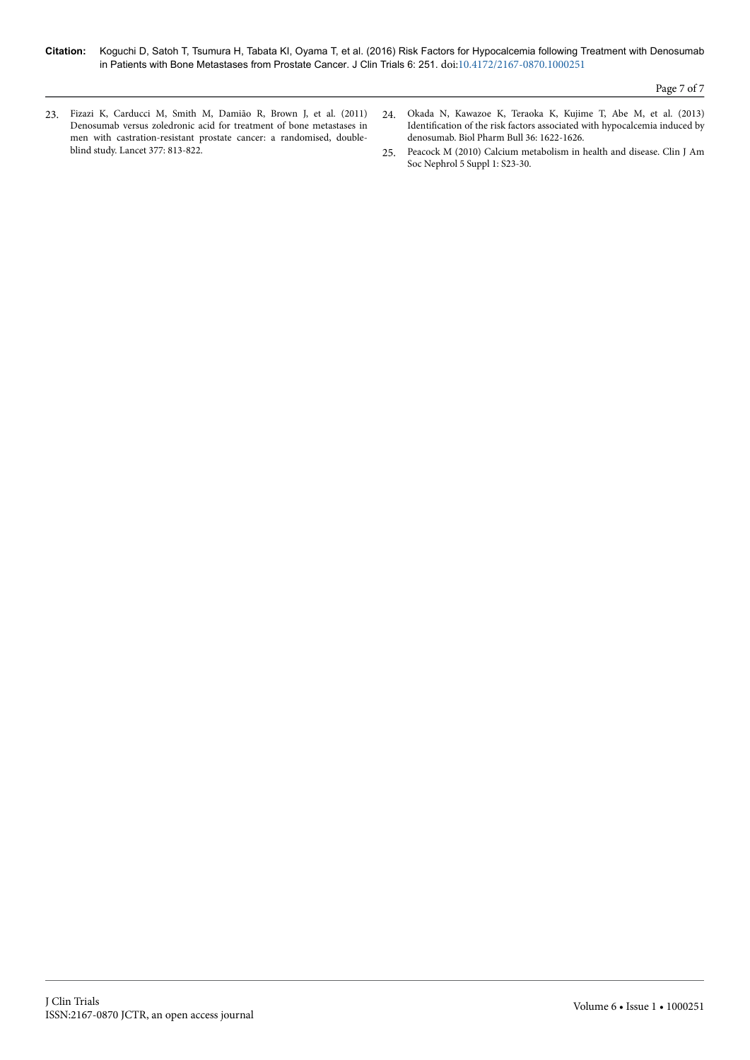23. Fizazi K, Carducci M, Smith M, Damião R, Brown J, et al. (2011) Denosumab versus zoledronic acid for treatment of bone metastases in men with castration-resistant prostate cancer: a randomised, double-blind study. Lancet 377: 813-822.
24. Okada N, Kawazoe K, Teraoka K, Kujime T, Abe M, et al. (2013) Identification of the risk factors associated with hypocalcemia induced by denosumab. Biol Pharm Bull 36: 1622-1626.
25. Peacock M (2010) Calcium metabolism in health and disease. Clin J Am Soc Nephrol 5 Suppl 1: S23-30.